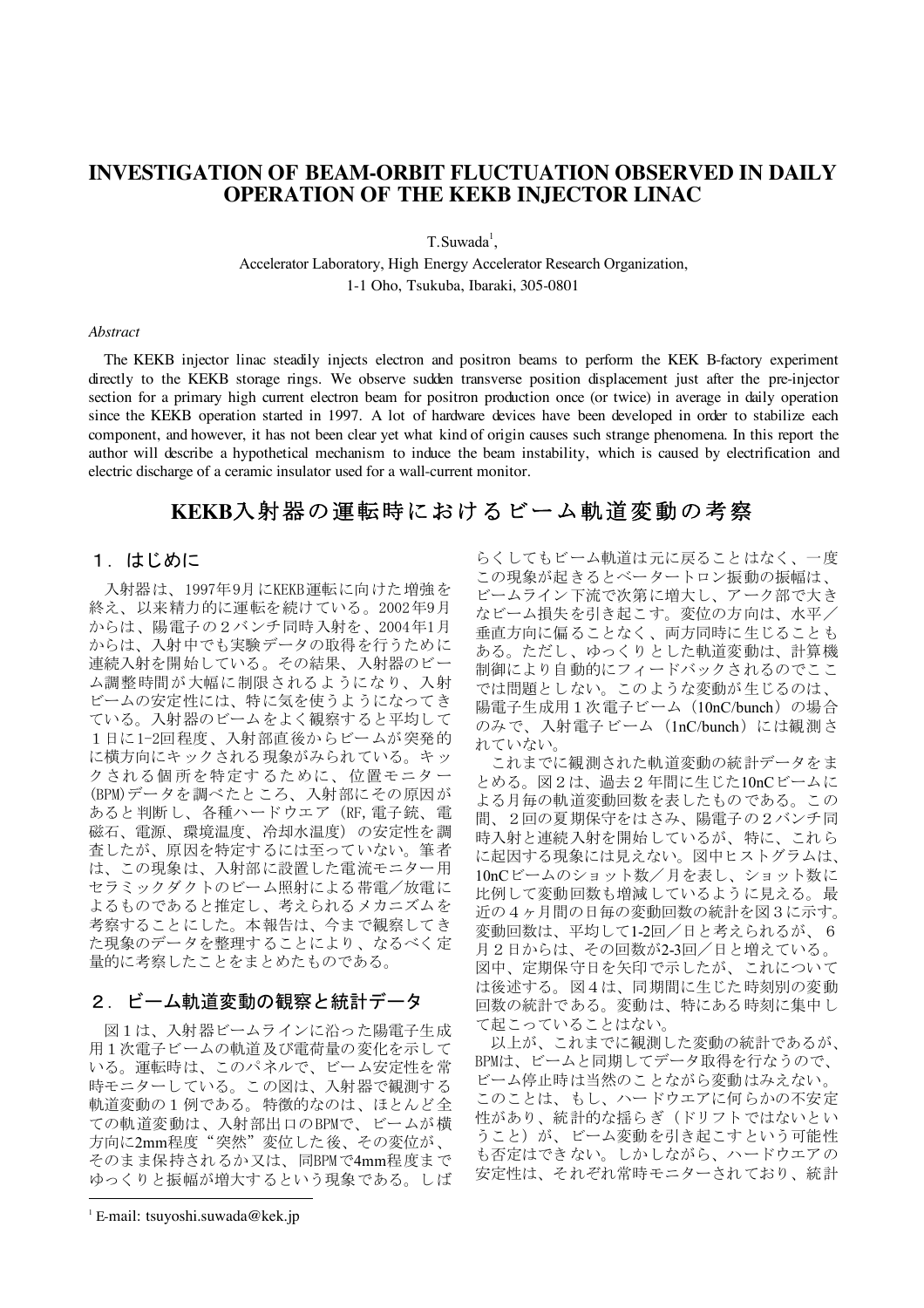# INVESTIGATION OF BEAM-ORBIT FLUCTUATION OBSERVED IN DAILY OPERATION OF THE KEKB INJECTOR LINAC

T.Suwada[1],

Accelerator Laboratory, High Energy Accelerator Research Organization,
1-1 Oho, Tsukuba, Ibaraki, 305-0801

*Abstract*

The KEKB injector linac steadily injects electron and positron beams to perform the KEK B-factory experiment directly to the KEKB storage rings. We observe sudden transverse position displacement just after the pre-injector section for a primary high current electron beam for positron production once (or twice) in average in daily operation since the KEKB operation started in 1997. A lot of hardware devices have been developed in order to stabilize each component, and however, it has not been clear yet what kind of origin causes such strange phenomena. In this report the author will describe a hypothetical mechanism to induce the beam instability, which is caused by electrification and electric discharge of a ceramic insulator used for a wall-current monitor.

# KEKB入射器の運転時におけるビーム軌道変動の考察

## 1．はじめに

入射器は、1997年9月にKEKB運転に向けた増強を終え、以来精力的に運転を続けている。2002年9月からは、陽電子の２バンチ同時入射を、2004年1月からは、入射中でも実験データの取得を行うために連続入射を開始している。その結果、入射器のビーム調整時間が大幅に制限されるようになり、入射ビームの安定性には、特に気を使うようになってきている。入射器のビームをよく観察すると平均して１日に1-2回程度、入射部直後からビームが突発的に横方向にキックされる現象がみられている。キックされる個所を特定するために、位置モニター(BPM)データを調べたところ、入射部にその原因があると判断し、各種ハードウエア（RF, 電子銃、電磁石、電源、環境温度、冷却水温度）の安定性を調査したが、原因を特定するには至っていない。筆者は、この現象は、入射部に設置した電流モニター用セラミックダクトのビーム照射による帯電／放電によるものであると推定し、考えられるメカニズムを考察することにした。本報告は、今まで観察してきた現象のデータを整理することにより、なるべく定量的に考察したことをまとめたものである。

## 2．ビーム軌道変動の観察と統計データ

図１は、入射器ビームラインに沿った陽電子生成用１次電子ビームの軌道及び電荷量の変化を示している。運転時は、このパネルで、ビーム安定性を常時モニターしている。この図は、入射器で観測する軌道変動の１例である。特徴的なのは、ほとんど全ての軌道変動は、入射部出口のBPMで、ビームが横方向に2mm程度“突然”変位した後、その変位が、そのまま保持されるか又は、同BPMで4mm程度までゆっくりと振幅が増大するという現象である。しばらくしてもビーム軌道は元に戻ることはなく、一度この現象が起きるとベータートロン振動の振幅は、ビームライン下流で次第に増大し、アーク部で大きなビーム損失を引き起こす。変位の方向は、水平／垂直方向に偏ることなく、両方同時に生じることもある。ただし、ゆっくりとした軌道変動は、計算機制御により自動的にフィードバックされるのでここでは問題としない。このような変動が生じるのは、陽電子生成用１次電子ビーム（10nC/bunch）の場合のみで、入射電子ビーム（1nC/bunch）には観測されていない。

これまでに観測された軌道変動の統計データをまとめる。図２は、過去２年間に生じた10nCビームによる月毎の軌道変動回数を表したものである。この間、２回の夏期保守をはさみ、陽電子の２バンチ同時入射と連続入射を開始しているが、特に、これらに起因する現象には見えない。図中ヒストグラムは、10nCビームのショット数／月を表し、ショット数に比例して変動回数も増減しているように見える。最近の４ヶ月間の日毎の変動回数の統計を図３に示す。変動回数は、平均して1-2回／日と考えられるが、６月２日からは、その回数が2-3回／日と増えている。図中、定期保守日を矢印で示したが、これについては後述する。図４は、同期間に生じた時刻別の変動回数の統計である。変動は、特にある時刻に集中して起こっていることはない。

以上が、これまでに観測した変動の統計であるが、BPMは、ビームと同期してデータ取得を行なうので、ビーム停止時は当然のことながら変動はみえない。このことは、もし、ハードウエアに何らかの不安定性があり、統計的な揺らぎ（ドリフトではないということ）が、ビーム変動を引き起こすという可能性も否定はできない。しかしながら、ハードウエアの安定性は、それぞれ常時モニターされており、統計

[1] E-mail: tsuyoshi.suwada@kek.jp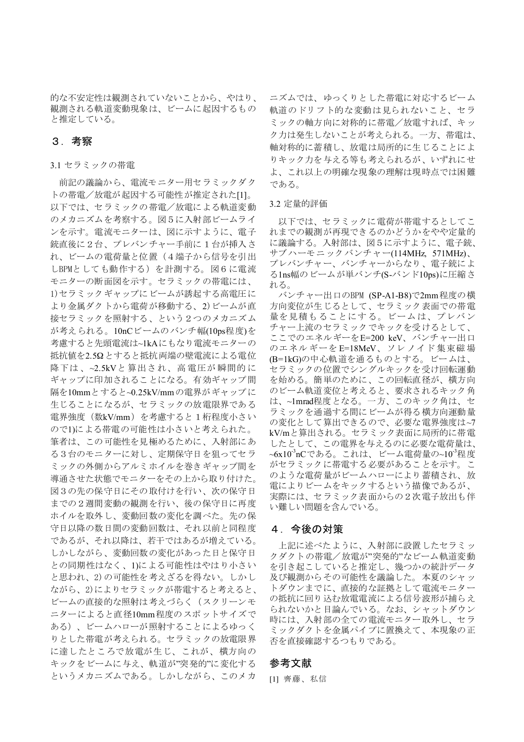的な不安定性は観測されていないことから、やはり、観測される軌道変動現象は、ビームに起因するものと推定している。

## ３．考察

### 3.1 セラミックの帯電

前記の議論から、電流モニター用セラミックダクトの帯電／放電が起因する可能性が推定された[1]。以下では、セラミックの帯電／放電による軌道変動のメカニズムを考察する。図５に入射部ビームラインを示す。電流モニターは、図に示すように、電子銃直後に２台、プレバンチャー手前に１台が挿入され、ビームの電荷量と位置（４端子から信号を引出しBPMとしても動作する）を計測する。図６に電流モニターの断面図を示す。セラミックの帯電には、1)セラミックギャップにビームが誘起する高電圧により金属ダクトから電荷が移動する、2)ビームが直接セラミックを照射する、という２つのメカニズムが考えられる。10nCビームのバンチ幅(10ps程度)を考慮すると先頭電流は~1kAにもなり電流モニターの抵抗値を2.5Ωとすると抵抗両端の壁電流による電位降下は、~2.5kVと算出され、高電圧が瞬間的にギャップに印加されることになる。有効ギャップ間隔を10mmとすると~0.25kV/mmの電界がギャップに生じることになるが、セラミックの放電限界である電界強度（数kV/mm）を考慮すると１桁程度小さいので1)による帯電の可能性は小さいと考えられた。筆者は、この可能性を見極めるために、入射部にある３台のモニターに対し、定期保守日を狙ってセラミックの外側からアルミホイルを巻きギャップ間を導通させた状態でモニターをその上から取り付けた。図３の先の保守日にその取付けを行い、次の保守日までの２週間変動の観測を行い、後の保守日に再度ホイルを取外し、変動回数の変化を調べた。先の保守日以降の数日間の変動回数は、それ以前と同程度であるが、それ以降は、若干ではあるが増えている。しかしながら、変動回数の変化があった日と保守日との同期性はなく、1)による可能性はやはり小さいと思われ、2)の可能性を考えざるを得ない。しかしながら、2)によりセラミックが帯電すると考えると、ビームの直接的な照射は考えづらく（スクリーンモニターによると直径10mm程度のスポットサイズである）、ビームハローが照射することによるゆっくりとした帯電が考えられる。セラミックの放電限界に達したところで放電が生じ、これが、横方向のキックをビームに与え、軌道が"突発的"に変化するというメカニズムである。しかしながら、このメカニズムでは、ゆっくりとした帯電に対応するビーム軌道のドリフト的な変動は見られないこと、セラミックの軸方向に対称的に帯電／放電すれば、キック力は発生しないことが考えられる。一方、帯電は、軸対称的に蓄積し、放電は局所的に生じることによりキック力を与える等も考えられるが、いずれにせよ、これ以上の明確な現象の理解は現時点では困難である。

### 3.2 定量的評価

以下では、セラミックに電荷が帯電するとしてこれまでの観測が再現できるのかどうかをやや定量的に議論する。入射部は、図５に示すように、電子銃、サブハーモニックバンチャー(114MHz, 571MHz)、プレバンチャー、バンチャーからなり、電子銃による1ns幅のビームが単バンチ(S-バンド10ps)に圧縮される。

バンチャー出口のBPM (SP-A1-B8)で2mm程度の横方向変位が生じるとして、セラミック表面での帯電量を見積もることにする。ビームは、プレバンチャー上流のセラミックでキックを受けるとして、ここでのエネルギーをE=200 keV、バンチャー出口のエネルギーをE=18MeV、ソレノイド集束磁場(B=1kG)の中心軌道を通るものとする。ビームは、セラミックの位置でシングルキックを受け回転運動を始める。簡単のために、この回転直径が、横方向のビーム軌道変位と考えると、要求されるキック角は、~1mrad程度となる。一方、このキック角は、セラミックを通過する間にビームが得る横方向運動量の変化として算出できるので、必要な電界強度は~7 kV/mと算出される。セラミック表面に局所的に帯電したとして、この電界を与えるのに必要な電荷量は、$\sim 6\times10^{-3}$nCである。これは、ビーム電荷量の$\sim 10^{-3}$程度がセラミックに帯電する必要があることを示す。このような電荷量がビームハローにより蓄積され、放電によりビームをキックするという描像であるが、実際には、セラミック表面からの２次電子放出も伴い難しい問題を含んでいる。

## ４．今後の対策

上記に述べたように、入射部に設置したセラミックダクトの帯電／放電が"突発的"なビーム軌道変動を引き起こしていると推定し、幾つかの統計データ及び観測からその可能性を議論した。本夏のシャットダウンまでに、直接的な証拠として電流モニターの抵抗に回り込む放電電流による信号波形が捕らえられないかと目論んでいる。なお、シャットダウン時には、入射部の全ての電流モニター取外し、セラミックダクトを金属パイプに置換えて、本現象の正否を直接確認するつもりである。

## 参考文献

[1] 齊藤、私信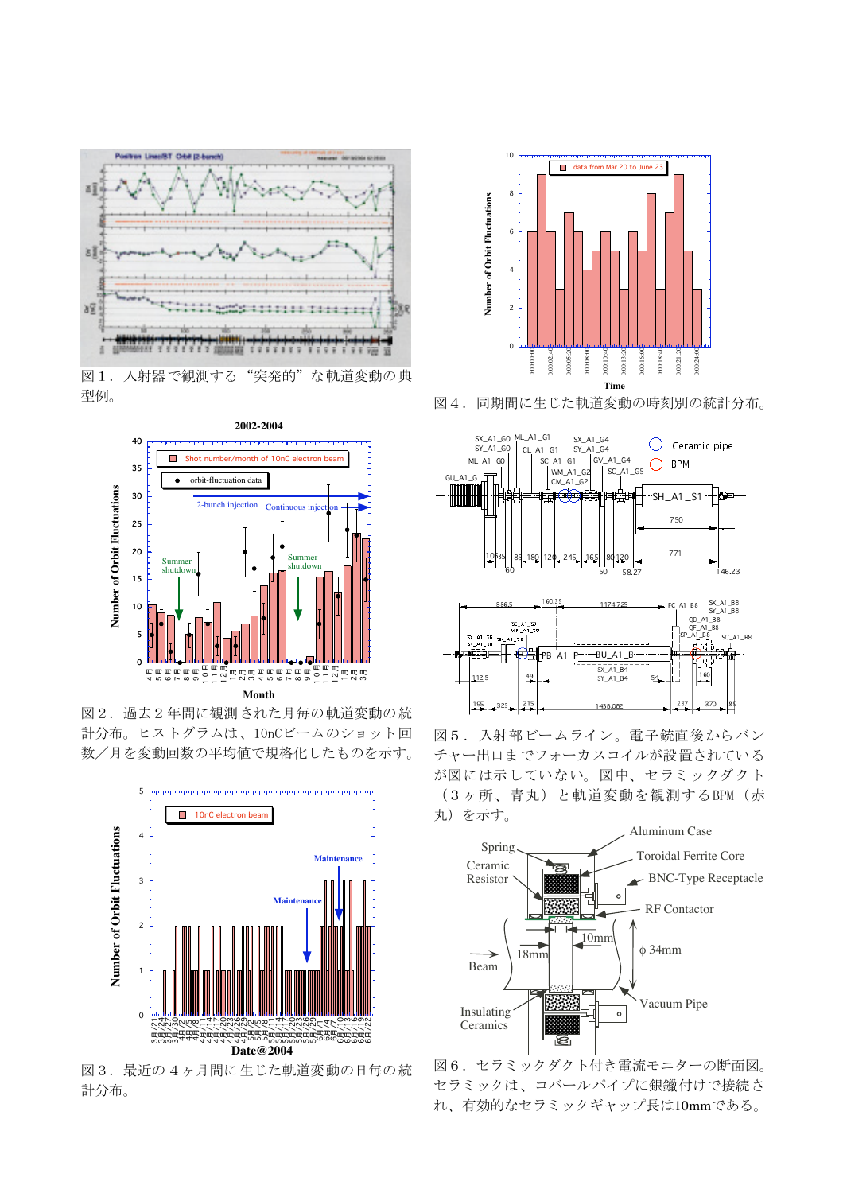Positron Linac/BT Orbit (2-bunch)

図１．入射器で観測する“突発的”な軌道変動の典型例。

2002-2004

Shot number/month of 10nC electron beam

orbit-fluctuation data

2-bunch injection

Continuous injection

Summer shutdown

Summer shutdown

Number of Orbit Fluctuations

Month

図２．過去２年間に観測された月毎の軌道変動の統計分布。ヒストグラムは、10nCビームのショット回数／月を変動回数の平均値で規格化したものを示す。

10nC electron beam

Maintenance

Maintenance

Number of Orbit Fluctuations

Date@2004

図３．最近の４ヶ月間に生じた軌道変動の日毎の統計分布。

data from Mar.20 to June 23

Number of Orbit Fluctuations

Time

図４．同期間に生じた軌道変動の時刻別の統計分布。

Ceramic pipe

BPM

図５．入射部ビームライン。電子銃直後からバンチャー出口までフォーカスコイルが設置されているが図には示していない。図中、セラミックダクト（３ヶ所、青丸）と軌道変動を観測するBPM（赤丸）を示す。

Aluminum Case

Spring

Toroidal Ferrite Core

Ceramic Resistor

BNC-Type Receptacle

RF Contactor

10mm

18mm

φ 34mm

Beam

Insulating Ceramics

Vacuum Pipe

図６．セラミックダクト付き電流モニターの断面図。セラミックは、コバールパイプに銀鑞付けで接続され、有効的なセラミックギャップ長は10mmである。